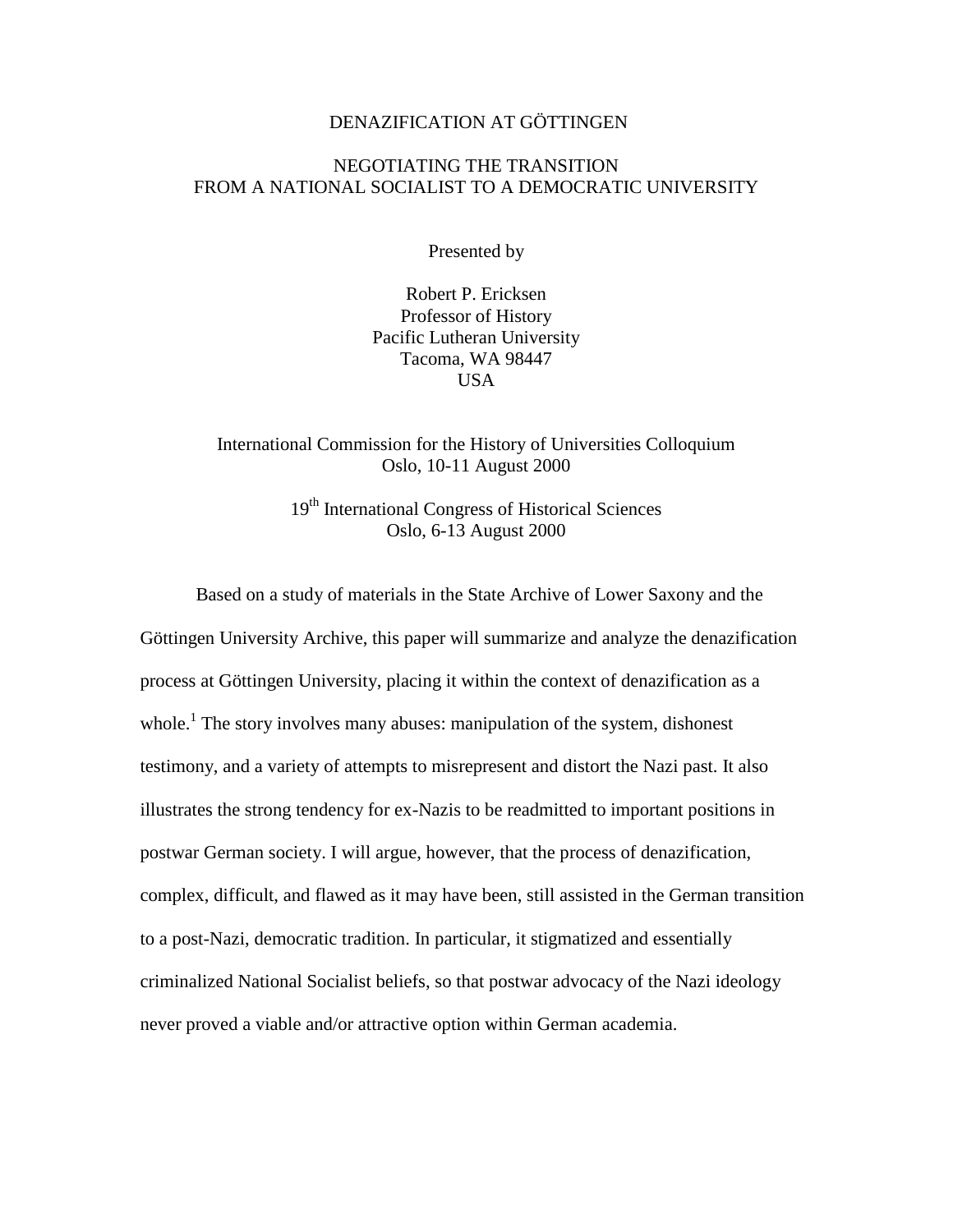# DENAZIFICATION AT GÖTTINGEN

## NEGOTIATING THE TRANSITION FROM A NATIONAL SOCIALIST TO A DEMOCRATIC UNIVERSITY

Presented by

Robert P. Ericksen  
Professor of History  
Pacific Lutheran University  
Tacoma, WA 98447  
USA

International Commission for the History of Universities Colloquium  
Oslo, 10-11 August 2000

19th International Congress of Historical Sciences  
Oslo, 6-13 August 2000

Based on a study of materials in the State Archive of Lower Saxony and the Göttingen University Archive, this paper will summarize and analyze the denazification process at Göttingen University, placing it within the context of denazification as a whole.[1] The story involves many abuses: manipulation of the system, dishonest testimony, and a variety of attempts to misrepresent and distort the Nazi past. It also illustrates the strong tendency for ex-Nazis to be readmitted to important positions in postwar German society. I will argue, however, that the process of denazification, complex, difficult, and flawed as it may have been, still assisted in the German transition to a post-Nazi, democratic tradition. In particular, it stigmatized and essentially criminalized National Socialist beliefs, so that postwar advocacy of the Nazi ideology never proved a viable and/or attractive option within German academia.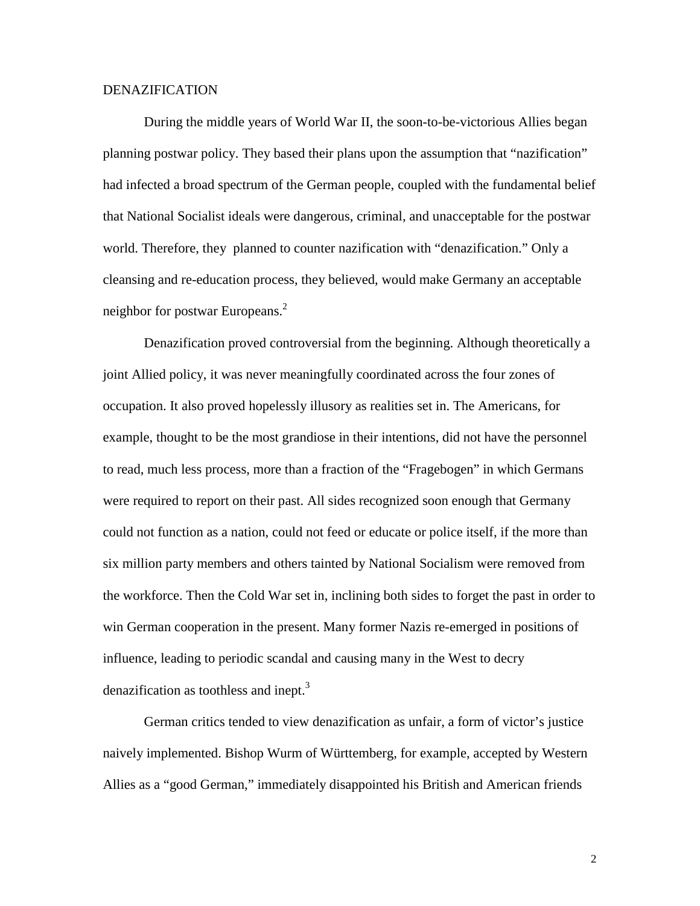DENAZIFICATION

During the middle years of World War II, the soon-to-be-victorious Allies began planning postwar policy. They based their plans upon the assumption that "nazification" had infected a broad spectrum of the German people, coupled with the fundamental belief that National Socialist ideals were dangerous, criminal, and unacceptable for the postwar world. Therefore, they planned to counter nazification with "denazification." Only a cleansing and re-education process, they believed, would make Germany an acceptable neighbor for postwar Europeans.[2]

Denazification proved controversial from the beginning. Although theoretically a joint Allied policy, it was never meaningfully coordinated across the four zones of occupation. It also proved hopelessly illusory as realities set in. The Americans, for example, thought to be the most grandiose in their intentions, did not have the personnel to read, much less process, more than a fraction of the "Fragebogen" in which Germans were required to report on their past. All sides recognized soon enough that Germany could not function as a nation, could not feed or educate or police itself, if the more than six million party members and others tainted by National Socialism were removed from the workforce. Then the Cold War set in, inclining both sides to forget the past in order to win German cooperation in the present. Many former Nazis re-emerged in positions of influence, leading to periodic scandal and causing many in the West to decry denazification as toothless and inept.[3]

German critics tended to view denazification as unfair, a form of victor's justice naively implemented. Bishop Wurm of Württemberg, for example, accepted by Western Allies as a "good German," immediately disappointed his British and American friends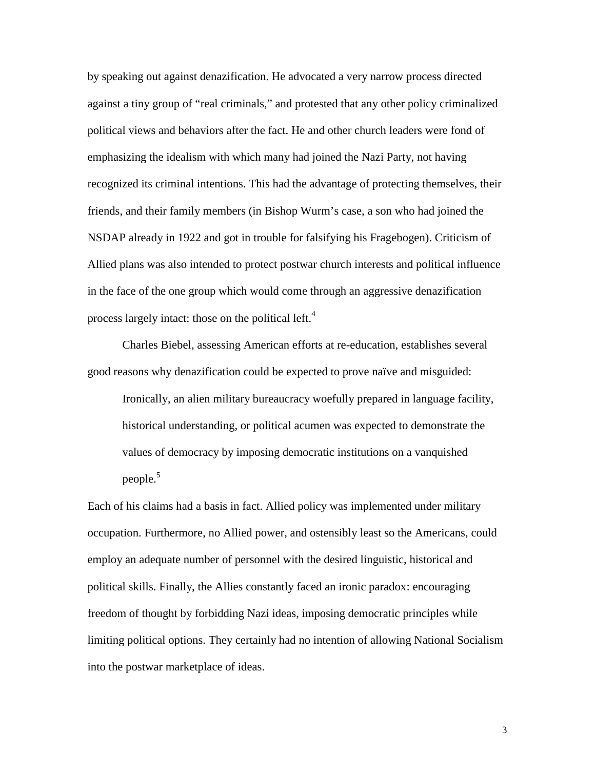by speaking out against denazification. He advocated a very narrow process directed against a tiny group of "real criminals," and protested that any other policy criminalized political views and behaviors after the fact. He and other church leaders were fond of emphasizing the idealism with which many had joined the Nazi Party, not having recognized its criminal intentions. This had the advantage of protecting themselves, their friends, and their family members (in Bishop Wurm's case, a son who had joined the NSDAP already in 1922 and got in trouble for falsifying his Fragebogen). Criticism of Allied plans was also intended to protect postwar church interests and political influence in the face of the one group which would come through an aggressive denazification process largely intact: those on the political left.[4]

Charles Biebel, assessing American efforts at re-education, establishes several good reasons why denazification could be expected to prove naïve and misguided:

> Ironically, an alien military bureaucracy woefully prepared in language facility, historical understanding, or political acumen was expected to demonstrate the values of democracy by imposing democratic institutions on a vanquished people.[5]

Each of his claims had a basis in fact. Allied policy was implemented under military occupation. Furthermore, no Allied power, and ostensibly least so the Americans, could employ an adequate number of personnel with the desired linguistic, historical and political skills. Finally, the Allies constantly faced an ironic paradox: encouraging freedom of thought by forbidding Nazi ideas, imposing democratic principles while limiting political options. They certainly had no intention of allowing National Socialism into the postwar marketplace of ideas.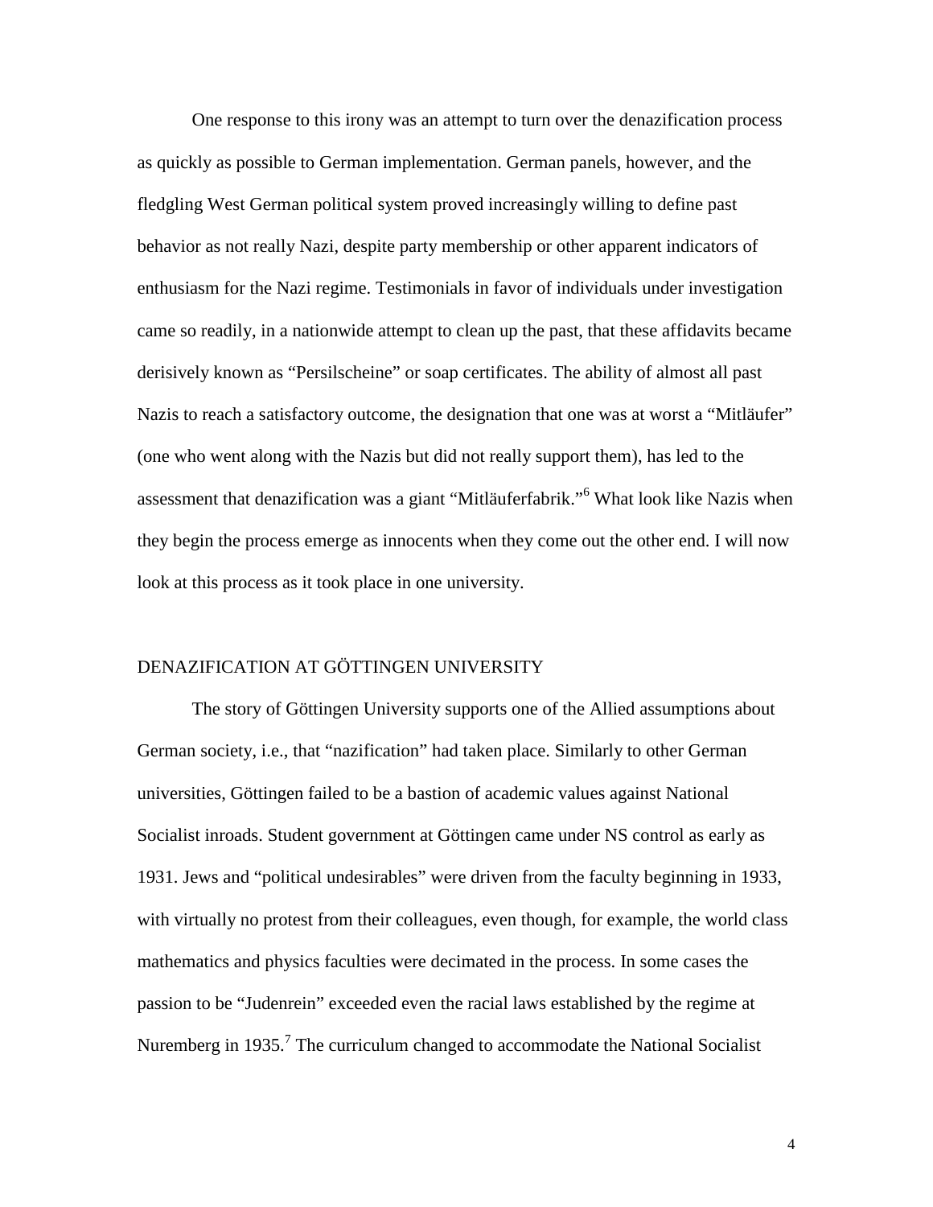One response to this irony was an attempt to turn over the denazification process as quickly as possible to German implementation. German panels, however, and the fledgling West German political system proved increasingly willing to define past behavior as not really Nazi, despite party membership or other apparent indicators of enthusiasm for the Nazi regime. Testimonials in favor of individuals under investigation came so readily, in a nationwide attempt to clean up the past, that these affidavits became derisively known as "Persilscheine" or soap certificates. The ability of almost all past Nazis to reach a satisfactory outcome, the designation that one was at worst a "Mitläufer" (one who went along with the Nazis but did not really support them), has led to the assessment that denazification was a giant "Mitläuferfabrik."[6] What look like Nazis when they begin the process emerge as innocents when they come out the other end. I will now look at this process as it took place in one university.

## DENAZIFICATION AT GÖTTINGEN UNIVERSITY

The story of Göttingen University supports one of the Allied assumptions about German society, i.e., that "nazification" had taken place. Similarly to other German universities, Göttingen failed to be a bastion of academic values against National Socialist inroads. Student government at Göttingen came under NS control as early as 1931. Jews and "political undesirables" were driven from the faculty beginning in 1933, with virtually no protest from their colleagues, even though, for example, the world class mathematics and physics faculties were decimated in the process. In some cases the passion to be "Judenrein" exceeded even the racial laws established by the regime at Nuremberg in 1935.[7] The curriculum changed to accommodate the National Socialist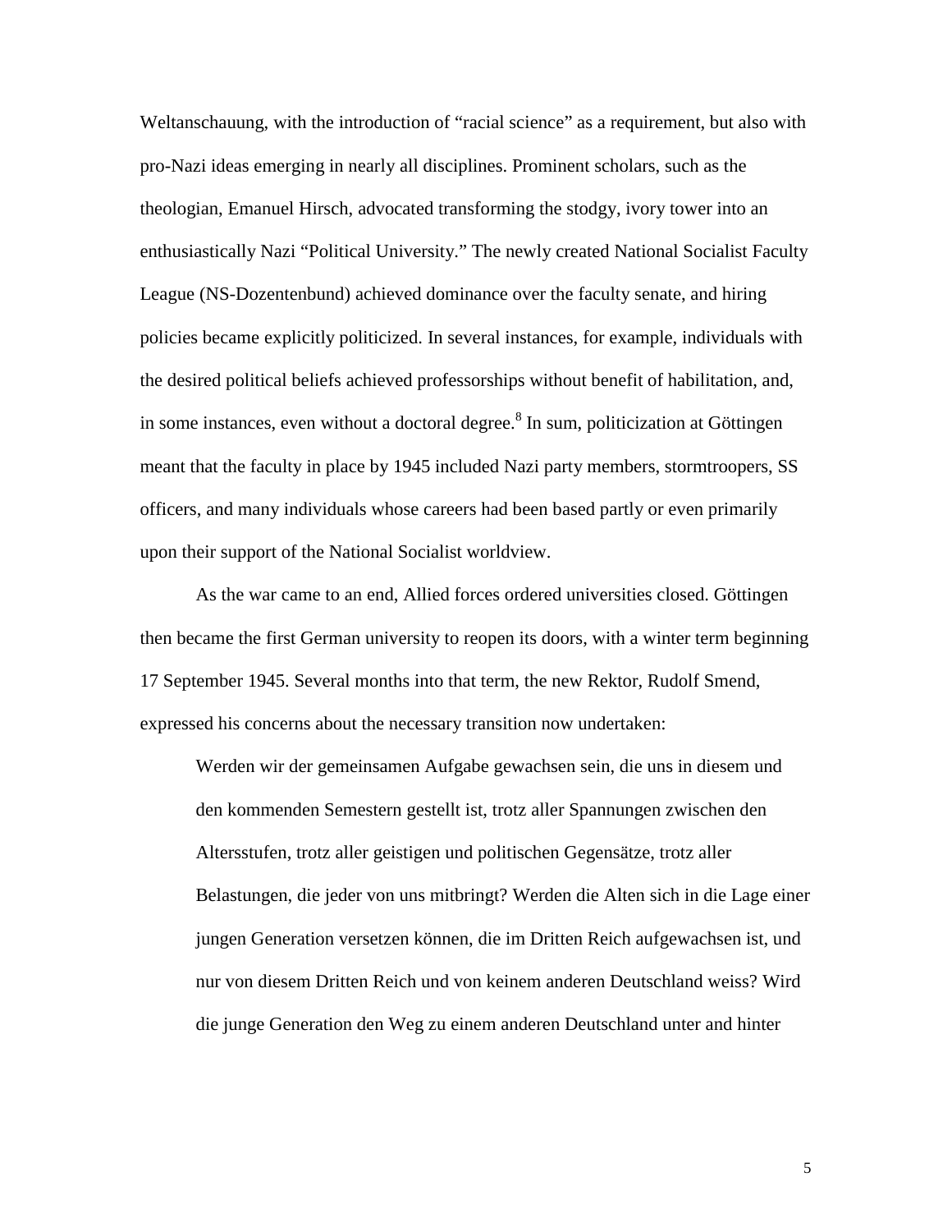Weltanschauung, with the introduction of "racial science" as a requirement, but also with pro-Nazi ideas emerging in nearly all disciplines. Prominent scholars, such as the theologian, Emanuel Hirsch, advocated transforming the stodgy, ivory tower into an enthusiastically Nazi "Political University." The newly created National Socialist Faculty League (NS-Dozentenbund) achieved dominance over the faculty senate, and hiring policies became explicitly politicized. In several instances, for example, individuals with the desired political beliefs achieved professorships without benefit of habilitation, and, in some instances, even without a doctoral degree.[8] In sum, politicization at Göttingen meant that the faculty in place by 1945 included Nazi party members, stormtroopers, SS officers, and many individuals whose careers had been based partly or even primarily upon their support of the National Socialist worldview.

As the war came to an end, Allied forces ordered universities closed. Göttingen then became the first German university to reopen its doors, with a winter term beginning 17 September 1945. Several months into that term, the new Rektor, Rudolf Smend, expressed his concerns about the necessary transition now undertaken:

> Werden wir der gemeinsamen Aufgabe gewachsen sein, die uns in diesem und den kommenden Semestern gestellt ist, trotz aller Spannungen zwischen den Altersstufen, trotz aller geistigen und politischen Gegensätze, trotz aller Belastungen, die jeder von uns mitbringt? Werden die Alten sich in die Lage einer jungen Generation versetzen können, die im Dritten Reich aufgewachsen ist, und nur von diesem Dritten Reich und von keinem anderen Deutschland weiss? Wird die junge Generation den Weg zu einem anderen Deutschland unter and hinter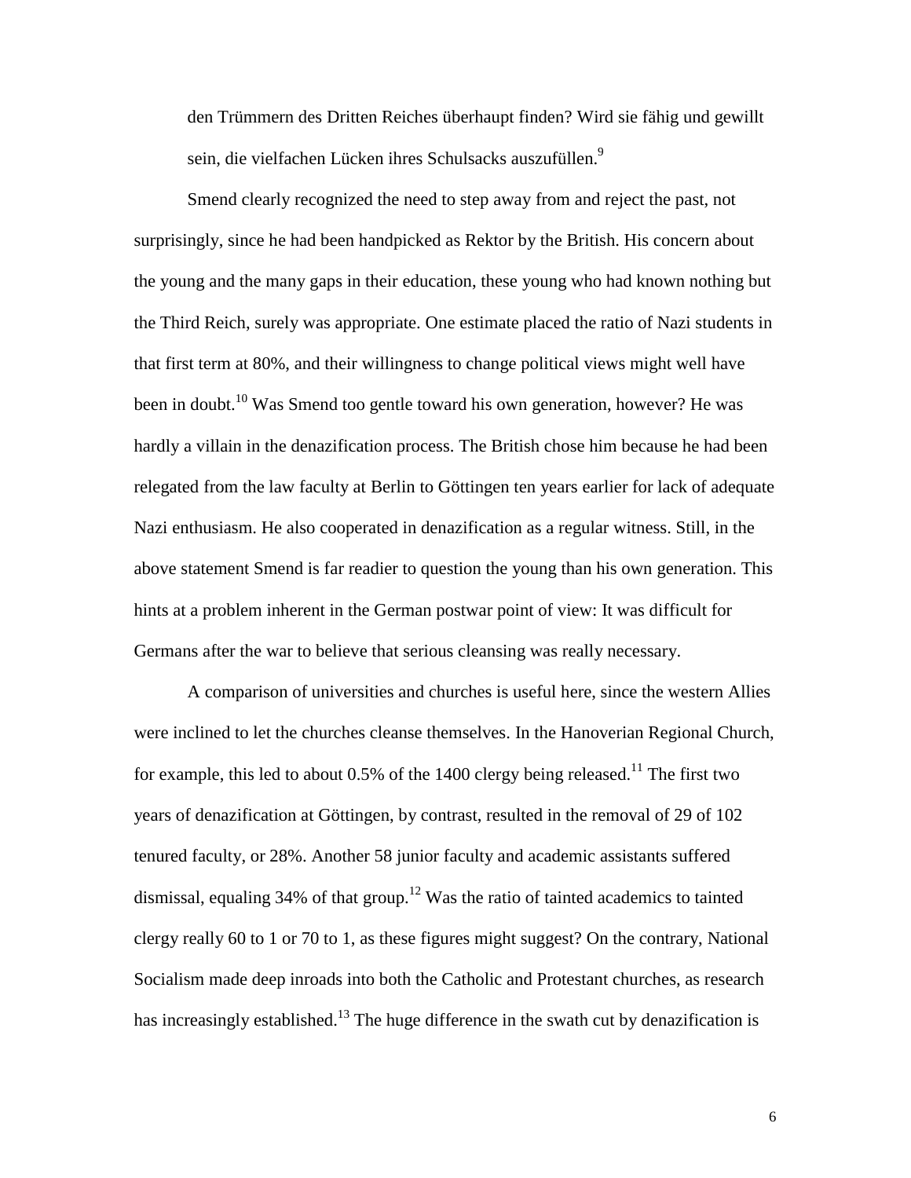den Trümmern des Dritten Reiches überhaupt finden? Wird sie fähig und gewillt sein, die vielfachen Lücken ihres Schulsacks auszufüllen.[9]

Smend clearly recognized the need to step away from and reject the past, not surprisingly, since he had been handpicked as Rektor by the British. His concern about the young and the many gaps in their education, these young who had known nothing but the Third Reich, surely was appropriate. One estimate placed the ratio of Nazi students in that first term at 80%, and their willingness to change political views might well have been in doubt.[10] Was Smend too gentle toward his own generation, however? He was hardly a villain in the denazification process. The British chose him because he had been relegated from the law faculty at Berlin to Göttingen ten years earlier for lack of adequate Nazi enthusiasm. He also cooperated in denazification as a regular witness. Still, in the above statement Smend is far readier to question the young than his own generation. This hints at a problem inherent in the German postwar point of view: It was difficult for Germans after the war to believe that serious cleansing was really necessary.

A comparison of universities and churches is useful here, since the western Allies were inclined to let the churches cleanse themselves. In the Hanoverian Regional Church, for example, this led to about 0.5% of the 1400 clergy being released.[11] The first two years of denazification at Göttingen, by contrast, resulted in the removal of 29 of 102 tenured faculty, or 28%. Another 58 junior faculty and academic assistants suffered dismissal, equaling 34% of that group.[12] Was the ratio of tainted academics to tainted clergy really 60 to 1 or 70 to 1, as these figures might suggest? On the contrary, National Socialism made deep inroads into both the Catholic and Protestant churches, as research has increasingly established.[13] The huge difference in the swath cut by denazification is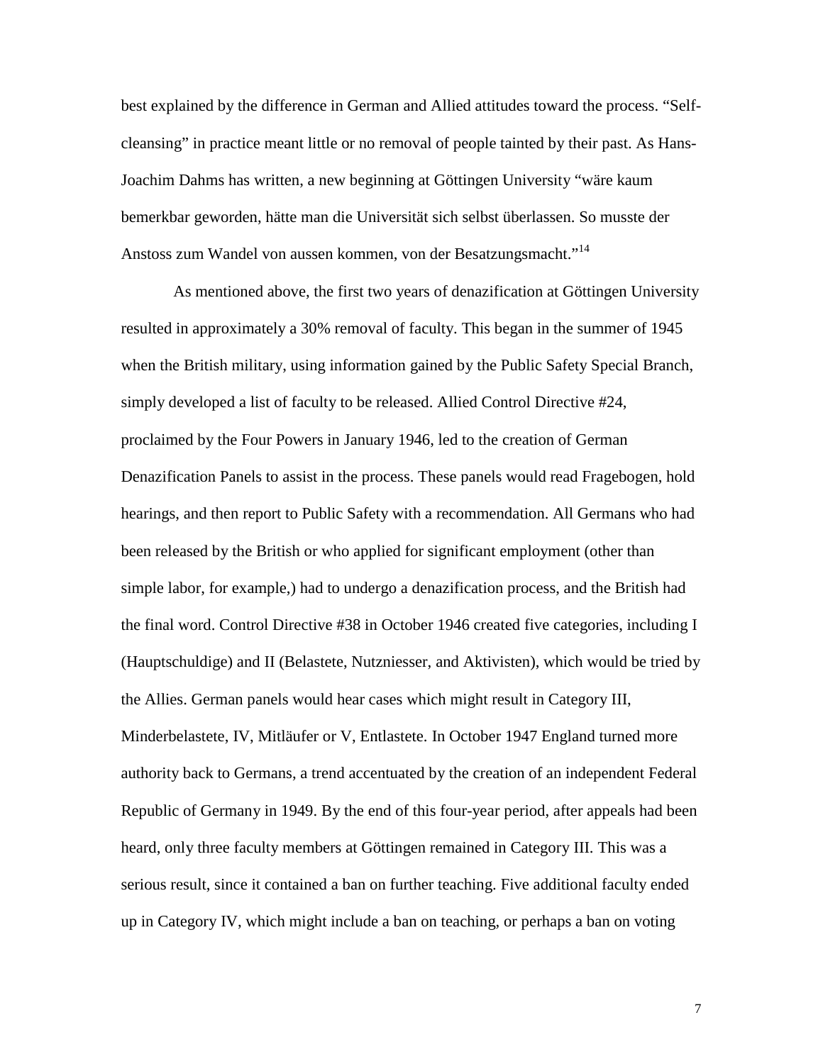best explained by the difference in German and Allied attitudes toward the process. "Self-cleansing" in practice meant little or no removal of people tainted by their past. As Hans-Joachim Dahms has written, a new beginning at Göttingen University "wäre kaum bemerkbar geworden, hätte man die Universität sich selbst überlassen. So musste der Anstoss zum Wandel von aussen kommen, von der Besatzungsmacht."[14]

As mentioned above, the first two years of denazification at Göttingen University resulted in approximately a 30% removal of faculty. This began in the summer of 1945 when the British military, using information gained by the Public Safety Special Branch, simply developed a list of faculty to be released. Allied Control Directive #24, proclaimed by the Four Powers in January 1946, led to the creation of German Denazification Panels to assist in the process. These panels would read Fragebogen, hold hearings, and then report to Public Safety with a recommendation. All Germans who had been released by the British or who applied for significant employment (other than simple labor, for example,) had to undergo a denazification process, and the British had the final word. Control Directive #38 in October 1946 created five categories, including I (Hauptschuldige) and II (Belastete, Nutzniesser, and Aktivisten), which would be tried by the Allies. German panels would hear cases which might result in Category III, Minderbelastete, IV, Mitläufer or V, Entlastete. In October 1947 England turned more authority back to Germans, a trend accentuated by the creation of an independent Federal Republic of Germany in 1949. By the end of this four-year period, after appeals had been heard, only three faculty members at Göttingen remained in Category III. This was a serious result, since it contained a ban on further teaching. Five additional faculty ended up in Category IV, which might include a ban on teaching, or perhaps a ban on voting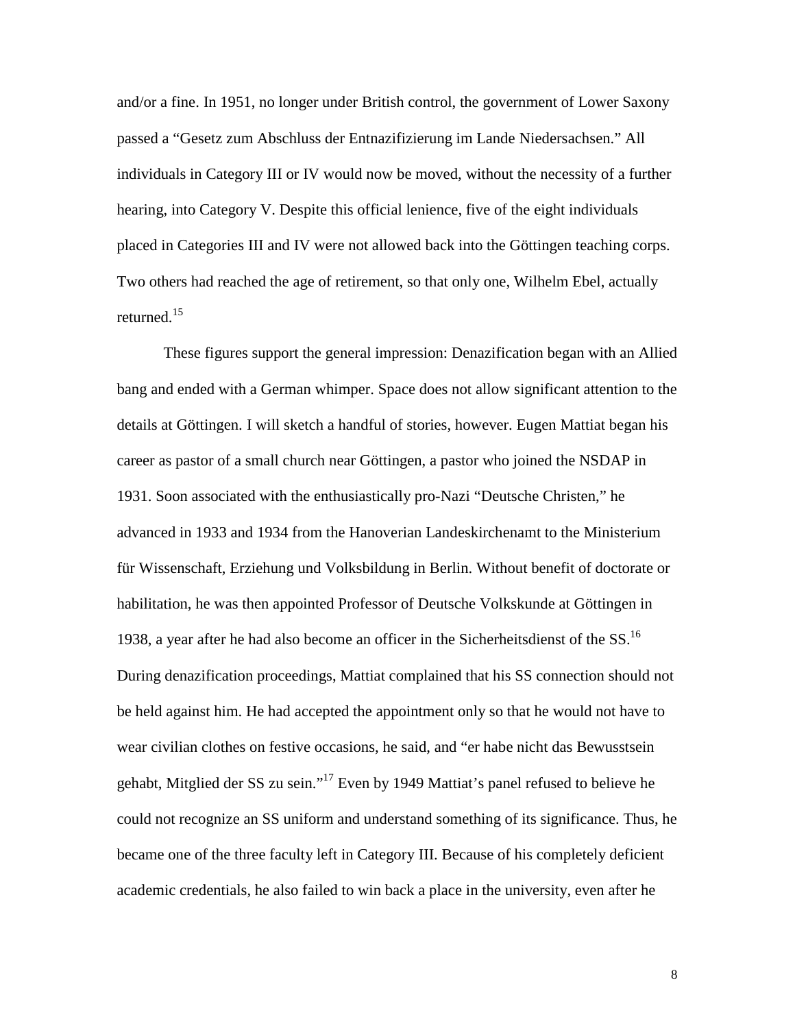and/or a fine. In 1951, no longer under British control, the government of Lower Saxony passed a "Gesetz zum Abschluss der Entnazifizierung im Lande Niedersachsen." All individuals in Category III or IV would now be moved, without the necessity of a further hearing, into Category V. Despite this official lenience, five of the eight individuals placed in Categories III and IV were not allowed back into the Göttingen teaching corps. Two others had reached the age of retirement, so that only one, Wilhelm Ebel, actually returned.[15]

These figures support the general impression: Denazification began with an Allied bang and ended with a German whimper. Space does not allow significant attention to the details at Göttingen. I will sketch a handful of stories, however. Eugen Mattiat began his career as pastor of a small church near Göttingen, a pastor who joined the NSDAP in 1931. Soon associated with the enthusiastically pro-Nazi "Deutsche Christen," he advanced in 1933 and 1934 from the Hanoverian Landeskirchenamt to the Ministerium für Wissenschaft, Erziehung und Volksbildung in Berlin. Without benefit of doctorate or habilitation, he was then appointed Professor of Deutsche Volkskunde at Göttingen in 1938, a year after he had also become an officer in the Sicherheitsdienst of the SS.[16] During denazification proceedings, Mattiat complained that his SS connection should not be held against him. He had accepted the appointment only so that he would not have to wear civilian clothes on festive occasions, he said, and "er habe nicht das Bewusstsein gehabt, Mitglied der SS zu sein."[17] Even by 1949 Mattiat's panel refused to believe he could not recognize an SS uniform and understand something of its significance. Thus, he became one of the three faculty left in Category III. Because of his completely deficient academic credentials, he also failed to win back a place in the university, even after he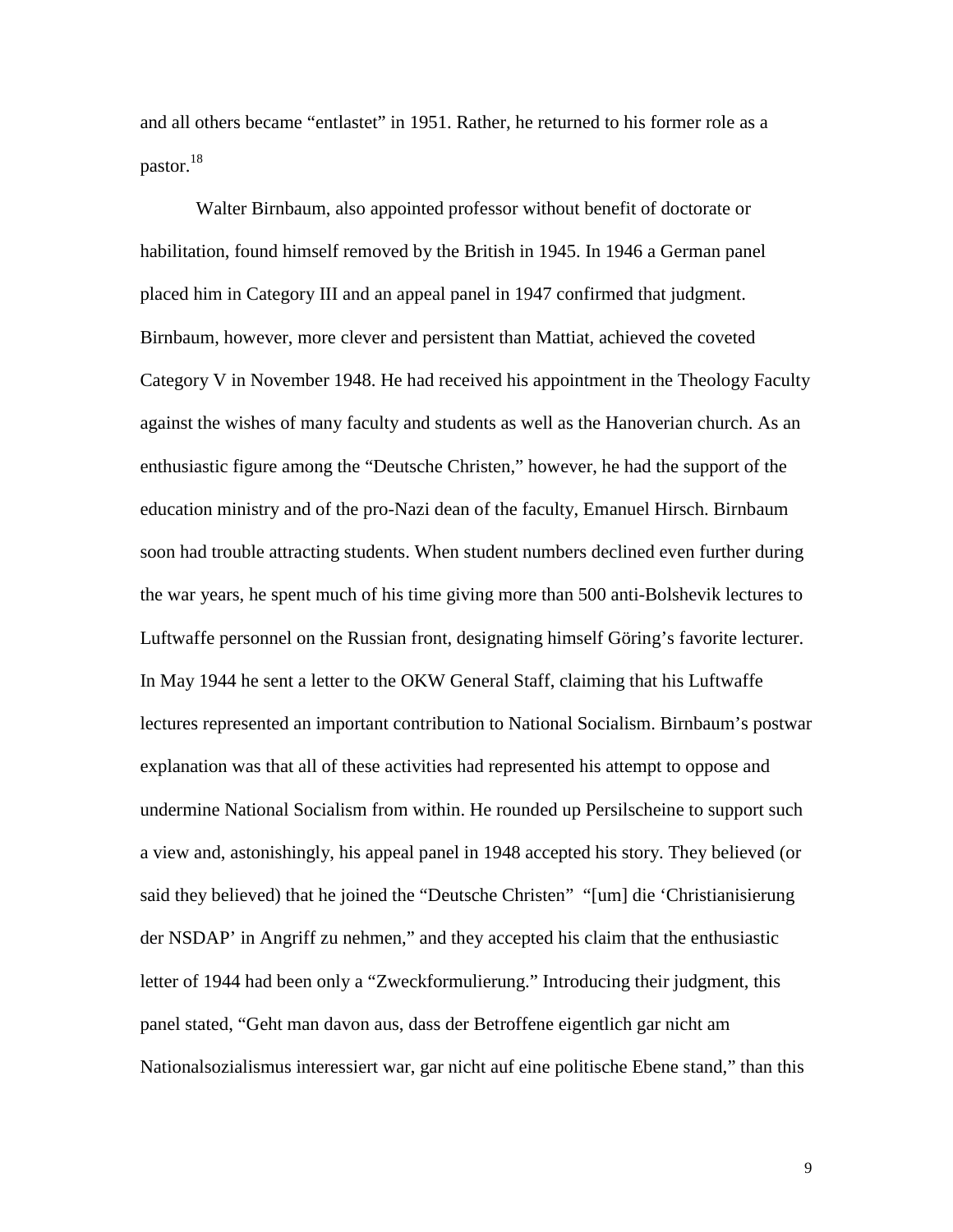and all others became "entlastet" in 1951. Rather, he returned to his former role as a pastor.[18]

Walter Birnbaum, also appointed professor without benefit of doctorate or habilitation, found himself removed by the British in 1945. In 1946 a German panel placed him in Category III and an appeal panel in 1947 confirmed that judgment. Birnbaum, however, more clever and persistent than Mattiat, achieved the coveted Category V in November 1948. He had received his appointment in the Theology Faculty against the wishes of many faculty and students as well as the Hanoverian church. As an enthusiastic figure among the "Deutsche Christen," however, he had the support of the education ministry and of the pro-Nazi dean of the faculty, Emanuel Hirsch. Birnbaum soon had trouble attracting students. When student numbers declined even further during the war years, he spent much of his time giving more than 500 anti-Bolshevik lectures to Luftwaffe personnel on the Russian front, designating himself Göring's favorite lecturer. In May 1944 he sent a letter to the OKW General Staff, claiming that his Luftwaffe lectures represented an important contribution to National Socialism. Birnbaum's postwar explanation was that all of these activities had represented his attempt to oppose and undermine National Socialism from within. He rounded up Persilscheine to support such a view and, astonishingly, his appeal panel in 1948 accepted his story. They believed (or said they believed) that he joined the "Deutsche Christen" "[um] die 'Christianisierung der NSDAP' in Angriff zu nehmen," and they accepted his claim that the enthusiastic letter of 1944 had been only a "Zweckformulierung." Introducing their judgment, this panel stated, "Geht man davon aus, dass der Betroffene eigentlich gar nicht am Nationalsozialismus interessiert war, gar nicht auf eine politische Ebene stand," than this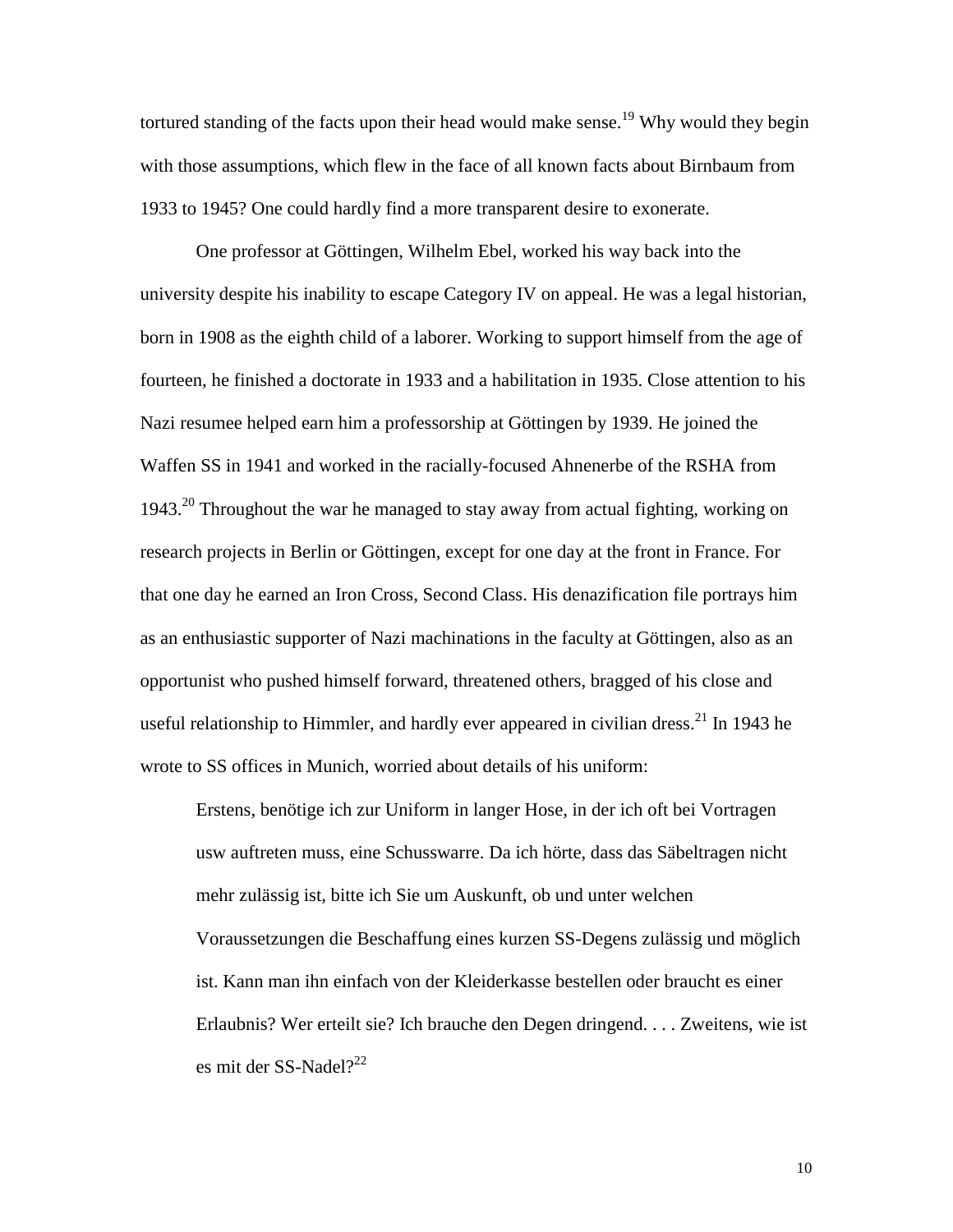tortured standing of the facts upon their head would make sense.[19] Why would they begin with those assumptions, which flew in the face of all known facts about Birnbaum from 1933 to 1945? One could hardly find a more transparent desire to exonerate.

One professor at Göttingen, Wilhelm Ebel, worked his way back into the university despite his inability to escape Category IV on appeal. He was a legal historian, born in 1908 as the eighth child of a laborer. Working to support himself from the age of fourteen, he finished a doctorate in 1933 and a habilitation in 1935. Close attention to his Nazi resumee helped earn him a professorship at Göttingen by 1939. He joined the Waffen SS in 1941 and worked in the racially-focused Ahnenerbe of the RSHA from 1943.[20] Throughout the war he managed to stay away from actual fighting, working on research projects in Berlin or Göttingen, except for one day at the front in France. For that one day he earned an Iron Cross, Second Class. His denazification file portrays him as an enthusiastic supporter of Nazi machinations in the faculty at Göttingen, also as an opportunist who pushed himself forward, threatened others, bragged of his close and useful relationship to Himmler, and hardly ever appeared in civilian dress.[21] In 1943 he wrote to SS offices in Munich, worried about details of his uniform:

> Erstens, benötige ich zur Uniform in langer Hose, in der ich oft bei Vortragen usw auftreten muss, eine Schusswarre. Da ich hörte, dass das Säbeltragen nicht mehr zulässig ist, bitte ich Sie um Auskunft, ob und unter welchen Voraussetzungen die Beschaffung eines kurzen SS-Degens zulässig und möglich ist. Kann man ihn einfach von der Kleiderkasse bestellen oder braucht es einer Erlaubnis? Wer erteilt sie? Ich brauche den Degen dringend. . . . Zweitens, wie ist es mit der SS-Nadel?[22]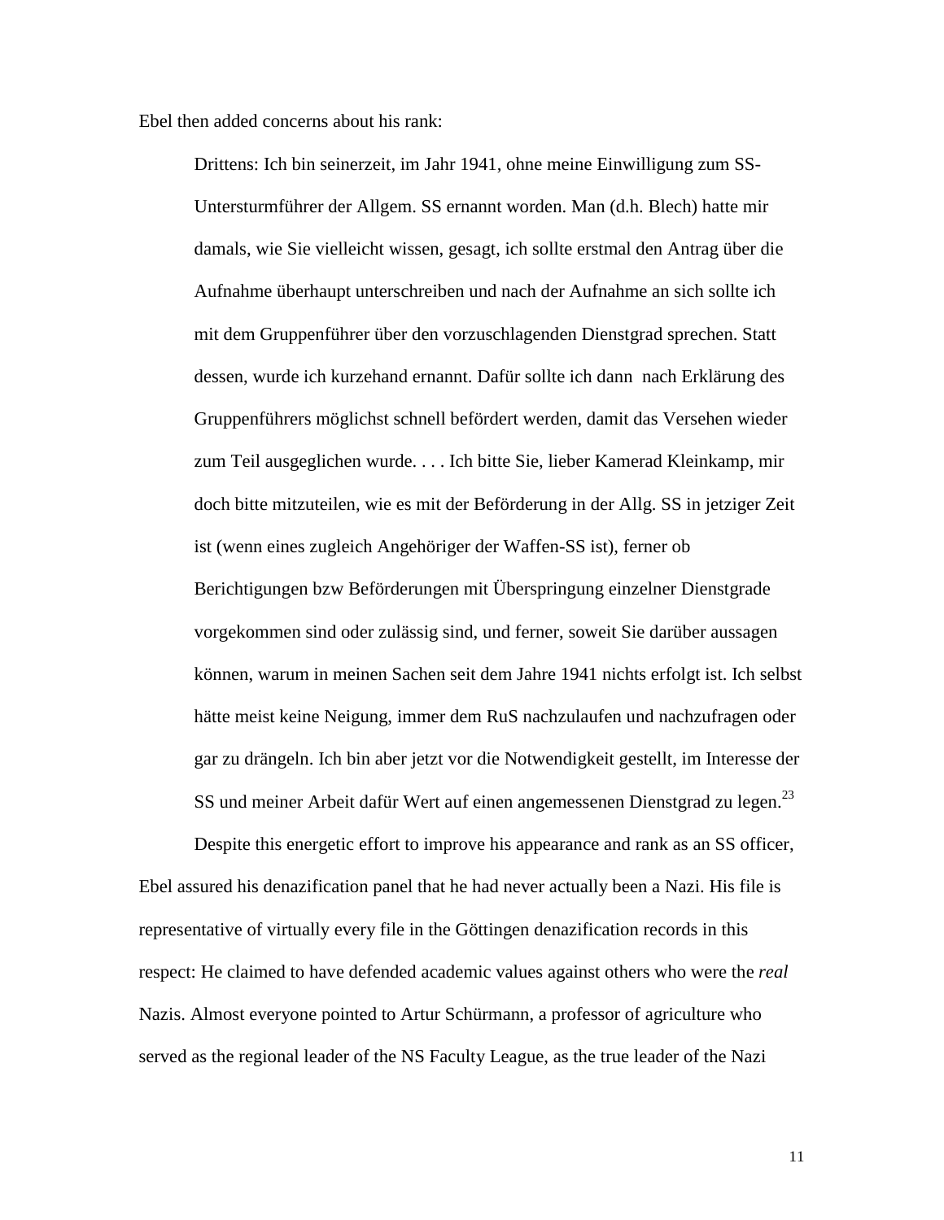Ebel then added concerns about his rank:

> Drittens: Ich bin seinerzeit, im Jahr 1941, ohne meine Einwilligung zum SS-Untersturmführer der Allgem. SS ernannt worden. Man (d.h. Blech) hatte mir damals, wie Sie vielleicht wissen, gesagt, ich sollte erstmal den Antrag über die Aufnahme überhaupt unterschreiben und nach der Aufnahme an sich sollte ich mit dem Gruppenführer über den vorzuschlagenden Dienstgrad sprechen. Statt dessen, wurde ich kurzehand ernannt. Dafür sollte ich dann nach Erklärung des Gruppenführers möglichst schnell befördert werden, damit das Versehen wieder zum Teil ausgeglichen wurde. . . . Ich bitte Sie, lieber Kamerad Kleinkamp, mir doch bitte mitzuteilen, wie es mit der Beförderung in der Allg. SS in jetziger Zeit ist (wenn eines zugleich Angehöriger der Waffen-SS ist), ferner ob Berichtigungen bzw Beförderungen mit Überspringung einzelner Dienstgrade vorgekommen sind oder zulässig sind, und ferner, soweit Sie darüber aussagen können, warum in meinen Sachen seit dem Jahre 1941 nichts erfolgt ist. Ich selbst hätte meist keine Neigung, immer dem RuS nachzulaufen und nachzufragen oder gar zu drängeln. Ich bin aber jetzt vor die Notwendigkeit gestellt, im Interesse der SS und meiner Arbeit dafür Wert auf einen angemessenen Dienstgrad zu legen.[23]

Despite this energetic effort to improve his appearance and rank as an SS officer, Ebel assured his denazification panel that he had never actually been a Nazi. His file is representative of virtually every file in the Göttingen denazification records in this respect: He claimed to have defended academic values against others who were the *real* Nazis. Almost everyone pointed to Artur Schürmann, a professor of agriculture who served as the regional leader of the NS Faculty League, as the true leader of the Nazi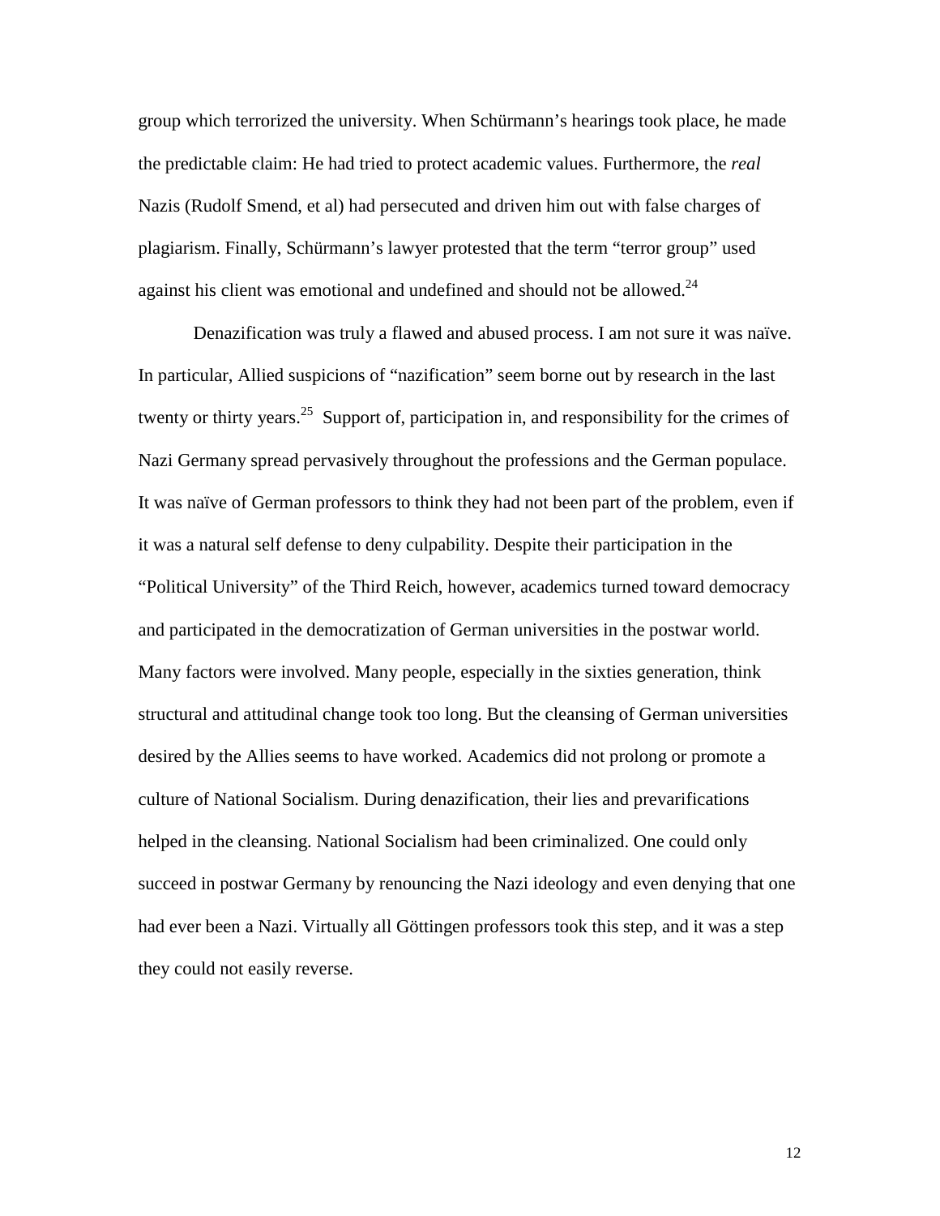group which terrorized the university. When Schürmann's hearings took place, he made the predictable claim: He had tried to protect academic values. Furthermore, the *real* Nazis (Rudolf Smend, et al) had persecuted and driven him out with false charges of plagiarism. Finally, Schürmann's lawyer protested that the term "terror group" used against his client was emotional and undefined and should not be allowed.[24]

Denazification was truly a flawed and abused process. I am not sure it was naïve. In particular, Allied suspicions of "nazification" seem borne out by research in the last twenty or thirty years.[25] Support of, participation in, and responsibility for the crimes of Nazi Germany spread pervasively throughout the professions and the German populace. It was naïve of German professors to think they had not been part of the problem, even if it was a natural self defense to deny culpability. Despite their participation in the "Political University" of the Third Reich, however, academics turned toward democracy and participated in the democratization of German universities in the postwar world. Many factors were involved. Many people, especially in the sixties generation, think structural and attitudinal change took too long. But the cleansing of German universities desired by the Allies seems to have worked. Academics did not prolong or promote a culture of National Socialism. During denazification, their lies and prevarifications helped in the cleansing. National Socialism had been criminalized. One could only succeed in postwar Germany by renouncing the Nazi ideology and even denying that one had ever been a Nazi. Virtually all Göttingen professors took this step, and it was a step they could not easily reverse.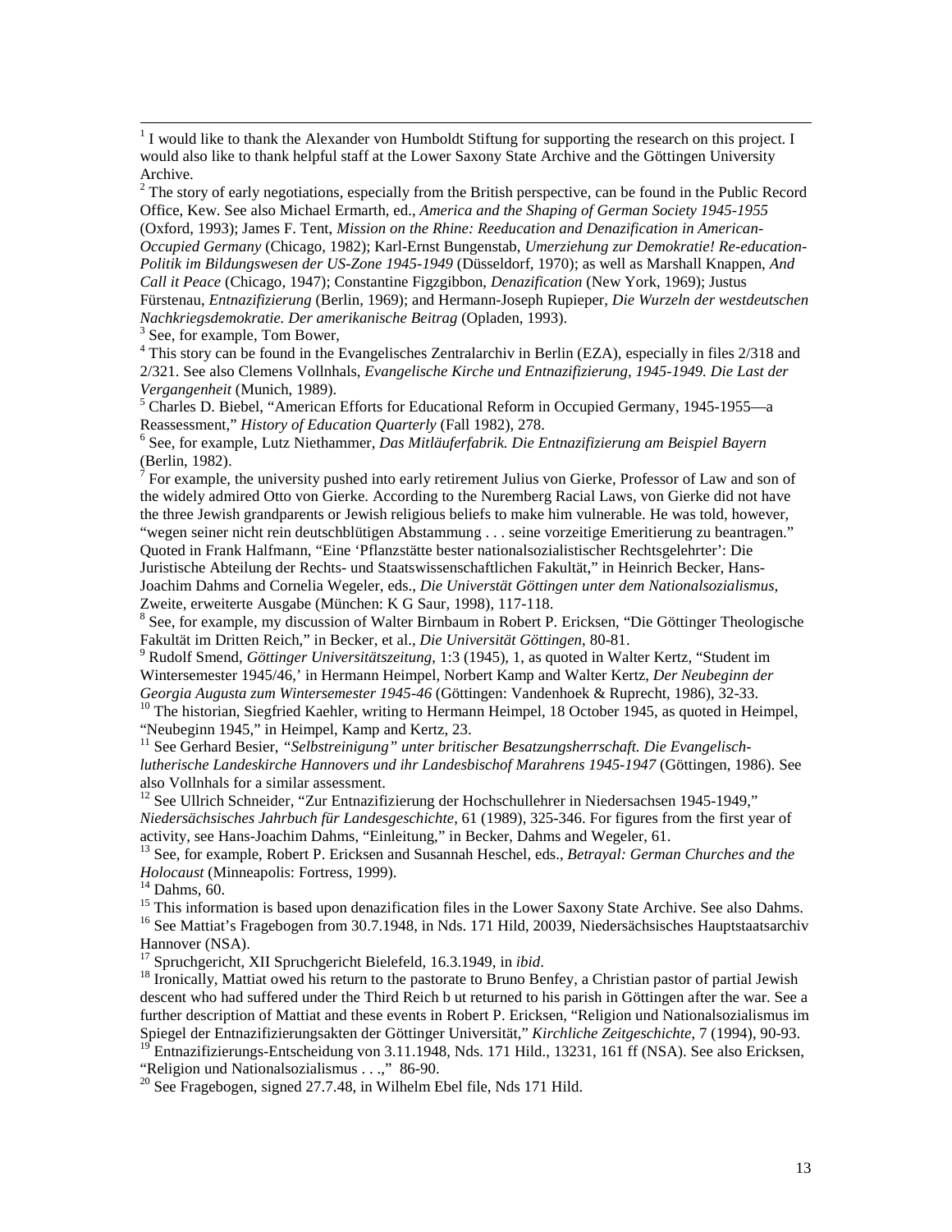[1] I would like to thank the Alexander von Humboldt Stiftung for supporting the research on this project. I would also like to thank helpful staff at the Lower Saxony State Archive and the Göttingen University Archive.

[2] The story of early negotiations, especially from the British perspective, can be found in the Public Record Office, Kew. See also Michael Ermarth, ed., *America and the Shaping of German Society 1945-1955* (Oxford, 1993); James F. Tent, *Mission on the Rhine: Reeducation and Denazification in American-Occupied Germany* (Chicago, 1982); Karl-Ernst Bungenstab, *Umerziehung zur Demokratie! Re-education-Politik im Bildungswesen der US-Zone 1945-1949* (Düsseldorf, 1970); as well as Marshall Knappen, *And Call it Peace* (Chicago, 1947); Constantine Figzgibbon, *Denazification* (New York, 1969); Justus Fürstenau, *Entnazifizierung* (Berlin, 1969); and Hermann-Joseph Rupieper, *Die Wurzeln der westdeutschen Nachkriegsdemokratie. Der amerikanische Beitrag* (Opladen, 1993).

[3] See, for example, Tom Bower,

[4] This story can be found in the Evangelisches Zentralarchiv in Berlin (EZA), especially in files 2/318 and 2/321. See also Clemens Vollnhals, *Evangelische Kirche und Entnazifizierung, 1945-1949. Die Last der Vergangenheit* (Munich, 1989).

[5] Charles D. Biebel, "American Efforts for Educational Reform in Occupied Germany, 1945-1955—a Reassessment," *History of Education Quarterly* (Fall 1982), 278.

[6] See, for example, Lutz Niethammer, *Das Mitläuferfabrik. Die Entnazifizierung am Beispiel Bayern* (Berlin, 1982).

[7] For example, the university pushed into early retirement Julius von Gierke, Professor of Law and son of the widely admired Otto von Gierke. According to the Nuremberg Racial Laws, von Gierke did not have the three Jewish grandparents or Jewish religious beliefs to make him vulnerable. He was told, however, "wegen seiner nicht rein deutschblütigen Abstammung . . . seine vorzeitige Emeritierung zu beantragen." Quoted in Frank Halfmann, "Eine 'Pflanzstätte bester nationalsozialistischer Rechtsgelehrter': Die Juristische Abteilung der Rechts- und Staatswissenschaftlichen Fakultät," in Heinrich Becker, Hans-Joachim Dahms and Cornelia Wegeler, eds., *Die Universtät Göttingen unter dem Nationalsozialismus,* Zweite, erweiterte Ausgabe (München: K G Saur, 1998), 117-118.

[8] See, for example, my discussion of Walter Birnbaum in Robert P. Ericksen, "Die Göttinger Theologische Fakultät im Dritten Reich," in Becker, et al., *Die Universität Göttingen*, 80-81.

[9] Rudolf Smend, *Göttinger Universitätszeitung*, 1:3 (1945), 1, as quoted in Walter Kertz, "Student im Wintersemester 1945/46,' in Hermann Heimpel, Norbert Kamp and Walter Kertz, *Der Neubeginn der Georgia Augusta zum Wintersemester 1945-46* (Göttingen: Vandenhoek & Ruprecht, 1986), 32-33.

[10] The historian, Siegfried Kaehler, writing to Hermann Heimpel, 18 October 1945, as quoted in Heimpel, "Neubeginn 1945," in Heimpel, Kamp and Kertz, 23.

[11] See Gerhard Besier, *"Selbstreinigung" unter britischer Besatzungsherrschaft. Die Evangelisch-lutherische Landeskirche Hannovers und ihr Landesbischof Marahrens 1945-1947* (Göttingen, 1986). See also Vollnhals for a similar assessment.

[12] See Ullrich Schneider, "Zur Entnazifizierung der Hochschullehrer in Niedersachsen 1945-1949," *Niedersächsisches Jahrbuch für Landesgeschichte*, 61 (1989), 325-346. For figures from the first year of activity, see Hans-Joachim Dahms, "Einleitung," in Becker, Dahms and Wegeler, 61.

[13] See, for example, Robert P. Ericksen and Susannah Heschel, eds., *Betrayal: German Churches and the Holocaust* (Minneapolis: Fortress, 1999).

[14] Dahms, 60.

[15] This information is based upon denazification files in the Lower Saxony State Archive. See also Dahms.

[16] See Mattiat's Fragebogen from 30.7.1948, in Nds. 171 Hild, 20039, Niedersächsisches Hauptstaatsarchiv Hannover (NSA).

[17] Spruchgericht, XII Spruchgericht Bielefeld, 16.3.1949, in *ibid*.

[18] Ironically, Mattiat owed his return to the pastorate to Bruno Benfey, a Christian pastor of partial Jewish descent who had suffered under the Third Reich b ut returned to his parish in Göttingen after the war. See a further description of Mattiat and these events in Robert P. Ericksen, "Religion und Nationalsozialismus im Spiegel der Entnazifizierungsakten der Göttinger Universität," *Kirchliche Zeitgeschichte*, 7 (1994), 90-93.

[19] Entnazifizierungs-Entscheidung von 3.11.1948, Nds. 171 Hild., 13231, 161 ff (NSA). See also Ericksen, "Religion und Nationalsozialismus . . .," 86-90.

[20] See Fragebogen, signed 27.7.48, in Wilhelm Ebel file, Nds 171 Hild.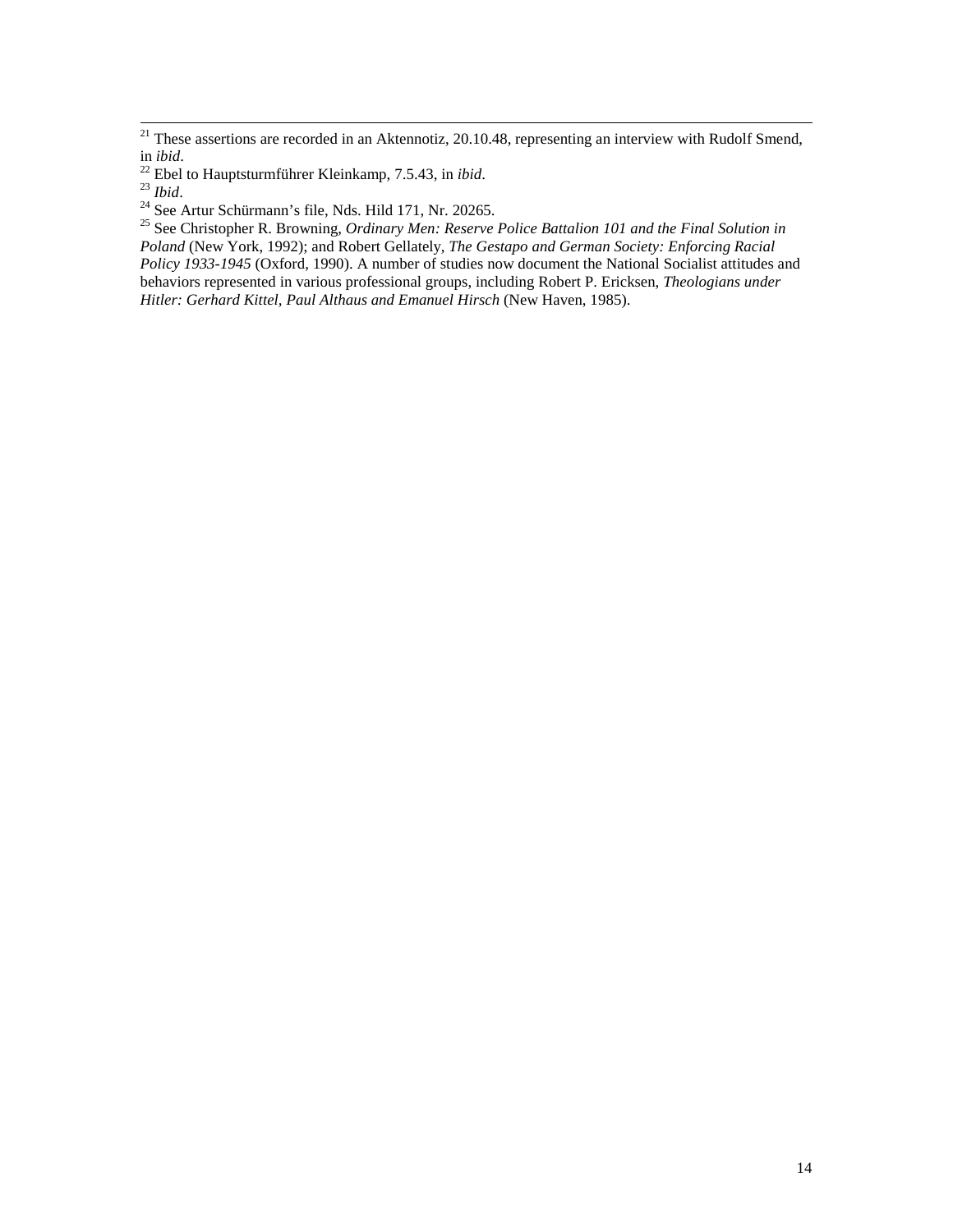[21] These assertions are recorded in an Aktennotiz, 20.10.48, representing an interview with Rudolf Smend, in *ibid*.

[22] Ebel to Hauptsturmführer Kleinkamp, 7.5.43, in *ibid*.

[23] *Ibid*.

[24] See Artur Schürmann's file, Nds. Hild 171, Nr. 20265.

[25] See Christopher R. Browning, *Ordinary Men: Reserve Police Battalion 101 and the Final Solution in Poland* (New York, 1992); and Robert Gellately, *The Gestapo and German Society: Enforcing Racial Policy 1933-1945* (Oxford, 1990). A number of studies now document the National Socialist attitudes and behaviors represented in various professional groups, including Robert P. Ericksen, *Theologians under Hitler: Gerhard Kittel, Paul Althaus and Emanuel Hirsch* (New Haven, 1985).